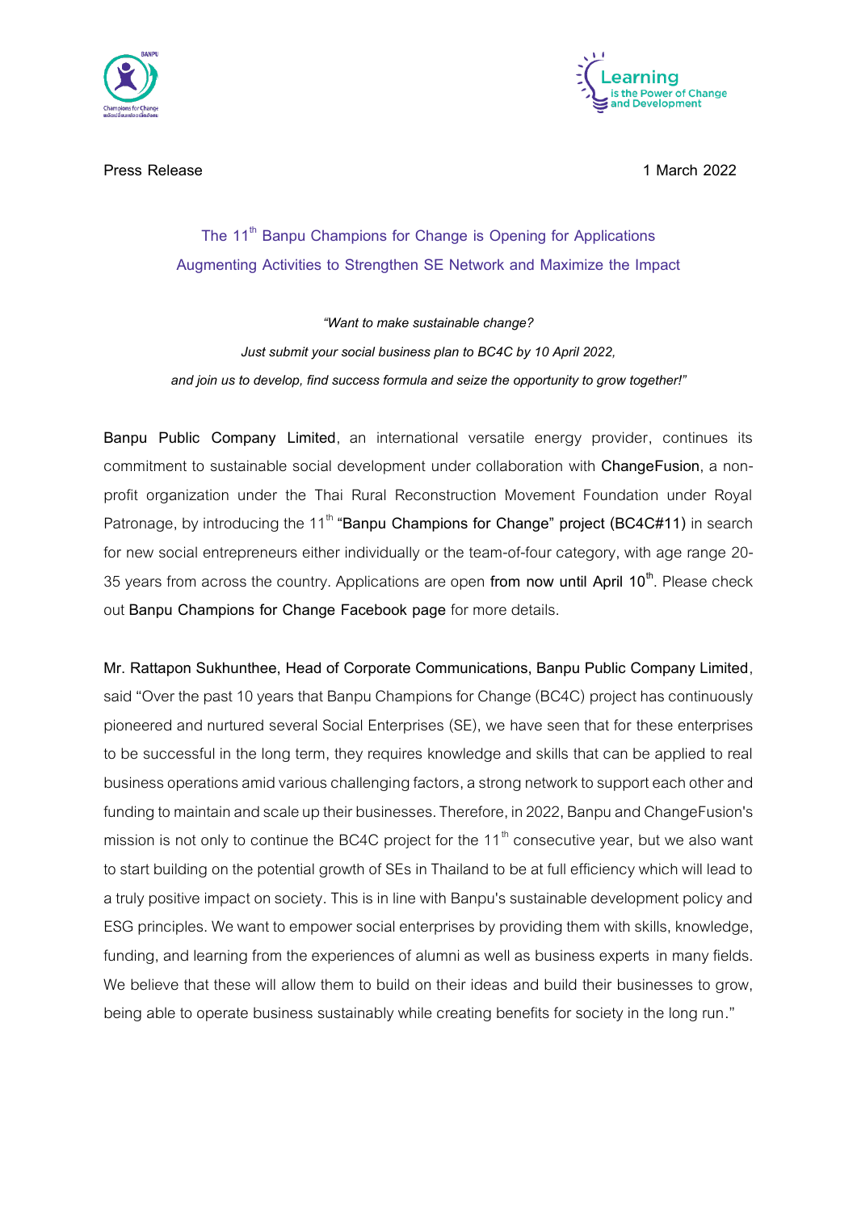Press Release

1 March 2022

## The 11th Banpu Champions for Change is Opening for Applications
## Augmenting Activities to Strengthen SE Network and Maximize the Impact

*"Want to make sustainable change?*

*Just submit your social business plan to BC4C by 10 April 2022,*

*and join us to develop, find success formula and seize the opportunity to grow together!"*

**Banpu Public Company Limited**, an international versatile energy provider, continues its commitment to sustainable social development under collaboration with **ChangeFusion**, a non-profit organization under the Thai Rural Reconstruction Movement Foundation under Royal Patronage, by introducing the 11th **"Banpu Champions for Change" project (BC4C#11)** in search for new social entrepreneurs either individually or the team-of-four category, with age range 20-35 years from across the country. Applications are open **from now until April 10th**. Please check out **Banpu Champions for Change Facebook page** for more details.

**Mr. Rattapon Sukhunthee, Head of Corporate Communications, Banpu Public Company Limited**, said "Over the past 10 years that Banpu Champions for Change (BC4C) project has continuously pioneered and nurtured several Social Enterprises (SE), we have seen that for these enterprises to be successful in the long term, they requires knowledge and skills that can be applied to real business operations amid various challenging factors, a strong network to support each other and funding to maintain and scale up their businesses. Therefore, in 2022, Banpu and ChangeFusion's mission is not only to continue the BC4C project for the 11th consecutive year, but we also want to start building on the potential growth of SEs in Thailand to be at full efficiency which will lead to a truly positive impact on society. This is in line with Banpu's sustainable development policy and ESG principles. We want to empower social enterprises by providing them with skills, knowledge, funding, and learning from the experiences of alumni as well as business experts in many fields. We believe that these will allow them to build on their ideas and build their businesses to grow, being able to operate business sustainably while creating benefits for society in the long run."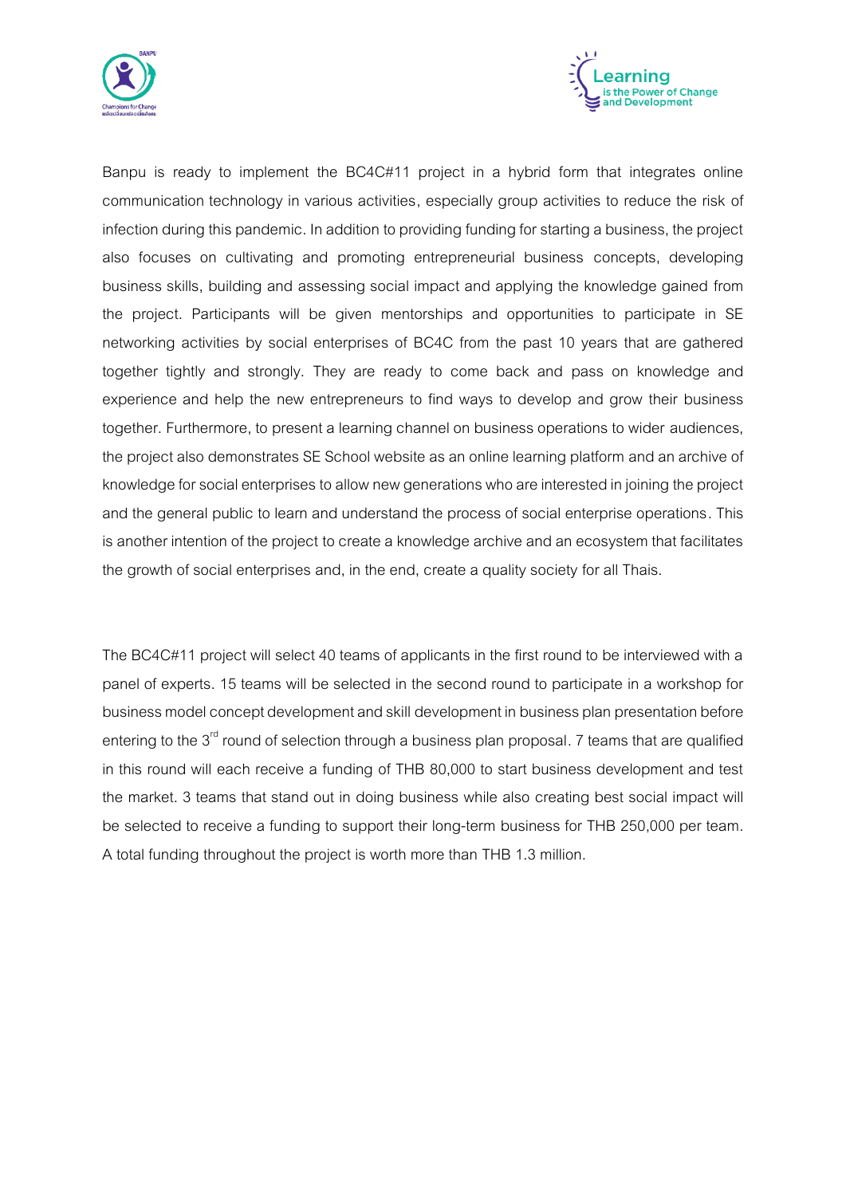Banpu is ready to implement the BC4C#11 project in a hybrid form that integrates online communication technology in various activities, especially group activities to reduce the risk of infection during this pandemic. In addition to providing funding for starting a business, the project also focuses on cultivating and promoting entrepreneurial business concepts, developing business skills, building and assessing social impact and applying the knowledge gained from the project. Participants will be given mentorships and opportunities to participate in SE networking activities by social enterprises of BC4C from the past 10 years that are gathered together tightly and strongly. They are ready to come back and pass on knowledge and experience and help the new entrepreneurs to find ways to develop and grow their business together. Furthermore, to present a learning channel on business operations to wider audiences, the project also demonstrates SE School website as an online learning platform and an archive of knowledge for social enterprises to allow new generations who are interested in joining the project and the general public to learn and understand the process of social enterprise operations. This is another intention of the project to create a knowledge archive and an ecosystem that facilitates the growth of social enterprises and, in the end, create a quality society for all Thais.

The BC4C#11 project will select 40 teams of applicants in the first round to be interviewed with a panel of experts. 15 teams will be selected in the second round to participate in a workshop for business model concept development and skill development in business plan presentation before entering to the 3rd round of selection through a business plan proposal. 7 teams that are qualified in this round will each receive a funding of THB 80,000 to start business development and test the market. 3 teams that stand out in doing business while also creating best social impact will be selected to receive a funding to support their long-term business for THB 250,000 per team. A total funding throughout the project is worth more than THB 1.3 million.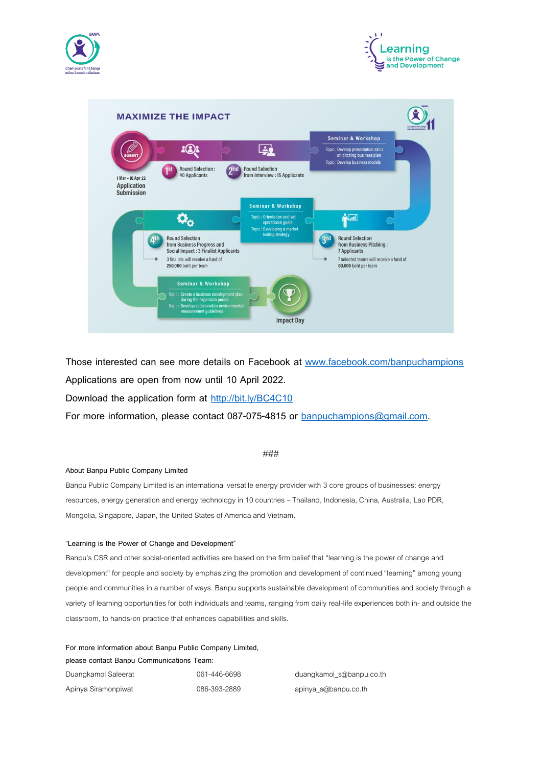MAXIMIZE THE IMPACT

SUBMIT

1 Mar - 10 Apr 22
Application Submission

1st Round Selection : 40 Applicants

2nd Round Selection from Interview : 15 Applicants

Seminar & Workshop
Topic : Develop presentation skills on pitching business plan
Topic : Develop business models

Seminar & Workshop
Topic : Orientation and set operational goals
Topic : Developing a market testing strategy

3rd Round Selection from Business Pitching : 7 Applicants
7 selected teams will receive a fund of 80,000 baht per team

4th Round Selection from Business Progress and Social Impact : 3 Finalist Applicants
3 finalists will receive a fund of 250,000 baht per team

Seminar & Workshop
Topic : Create a business development plan during the expansion period
Topic : Develop social and/or environmental measurement guidelines

Impact Day

Those interested can see more details on Facebook at www.facebook.com/banpuchampions

Applications are open from now until 10 April 2022.

Download the application form at http://bit.ly/BC4C10

For more information, please contact 087-075-4815 or banpuchampions@gmail.com.

###

About Banpu Public Company Limited

Banpu Public Company Limited is an international versatile energy provider with 3 core groups of businesses: energy resources, energy generation and energy technology in 10 countries – Thailand, Indonesia, China, Australia, Lao PDR, Mongolia, Singapore, Japan, the United States of America and Vietnam.

"Learning is the Power of Change and Development"

Banpu's CSR and other social-oriented activities are based on the firm belief that "learning is the power of change and development" for people and society by emphasizing the promotion and development of continued "learning" among young people and communities in a number of ways. Banpu supports sustainable development of communities and society through a variety of learning opportunities for both individuals and teams, ranging from daily real-life experiences both in- and outside the classroom, to hands-on practice that enhances capabilities and skills.

For more information about Banpu Public Company Limited,
please contact Banpu Communications Team:

| | | |
|---|---|---|
| Duangkamol Saleerat | 061-446-6698 | duangkamol_s@banpu.co.th |
| Apinya Siramonpiwat | 086-393-2889 | apinya_s@banpu.co.th |